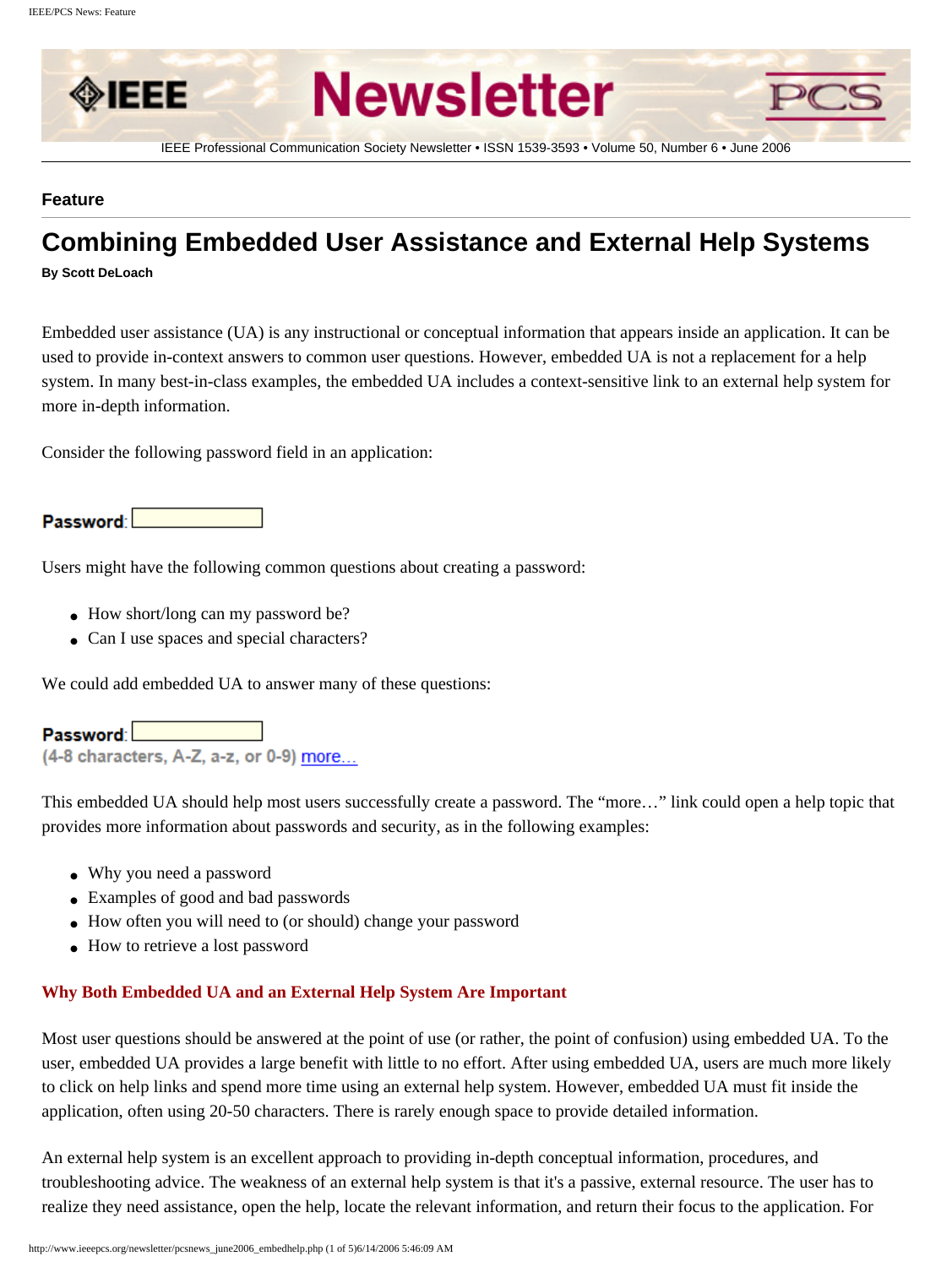**Feature**

# Combining Embedded User Assistance and External Help Systems

**By Scott DeLoach**

Embedded user assistance (UA) is any instructional or conceptual information that appears inside an application. It can be used to provide in-context answers to common user questions. However, embedded UA is not a replacement for a help system. In many best-in-class examples, the embedded UA includes a context-sensitive link to an external help system for more in-depth information.

Consider the following password field in an application:

**Password**:

Users might have the following common questions about creating a password:

- How short/long can my password be?
- Can I use spaces and special characters?

We could add embedded UA to answer many of these questions:

**Password**:
(4-8 characters, A-Z, a-z, or 0-9) more…

This embedded UA should help most users successfully create a password. The "more…" link could open a help topic that provides more information about passwords and security, as in the following examples:

- Why you need a password
- Examples of good and bad passwords
- How often you will need to (or should) change your password
- How to retrieve a lost password

## Why Both Embedded UA and an External Help System Are Important

Most user questions should be answered at the point of use (or rather, the point of confusion) using embedded UA. To the user, embedded UA provides a large benefit with little to no effort. After using embedded UA, users are much more likely to click on help links and spend more time using an external help system. However, embedded UA must fit inside the application, often using 20-50 characters. There is rarely enough space to provide detailed information.

An external help system is an excellent approach to providing in-depth conceptual information, procedures, and troubleshooting advice. The weakness of an external help system is that it's a passive, external resource. The user has to realize they need assistance, open the help, locate the relevant information, and return their focus to the application. For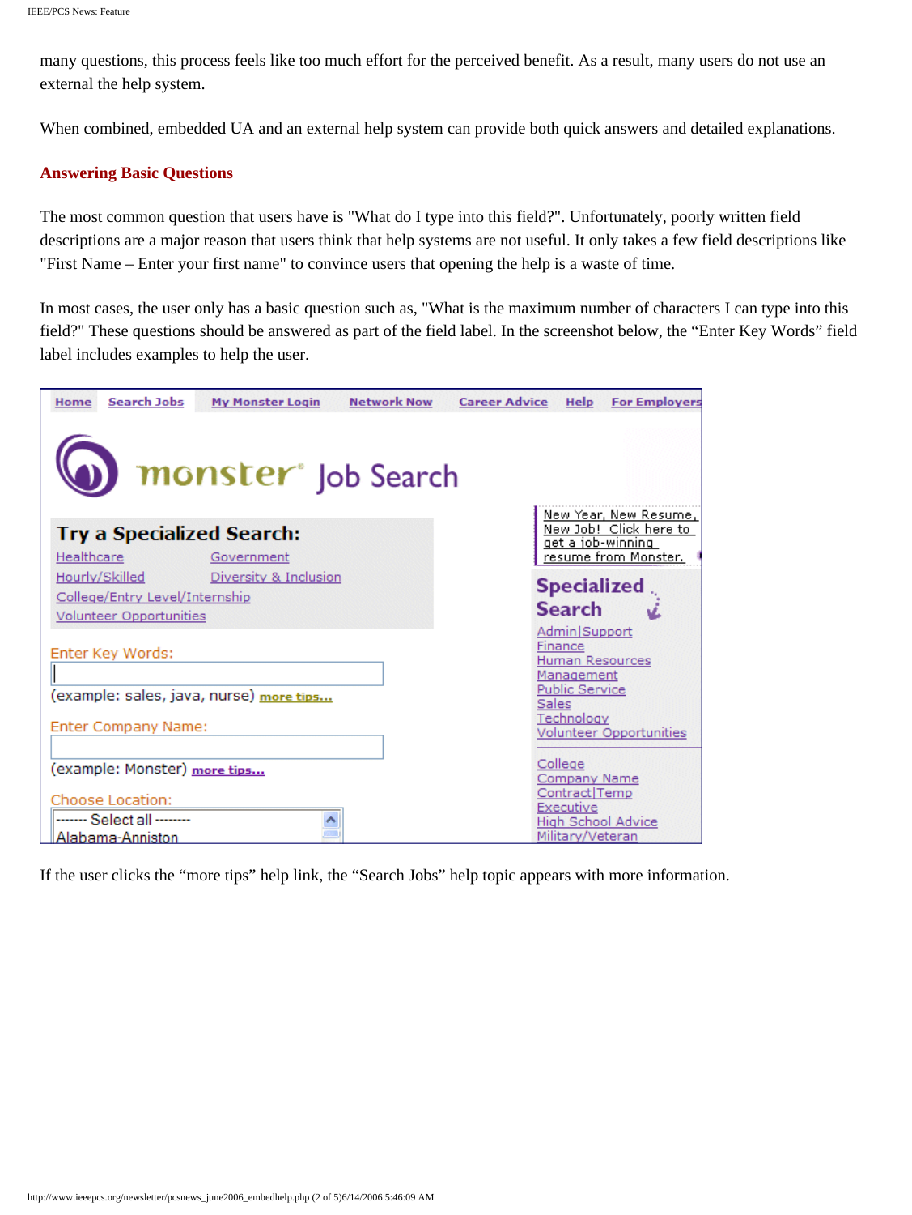many questions, this process feels like too much effort for the perceived benefit. As a result, many users do not use an external the help system.

When combined, embedded UA and an external help system can provide both quick answers and detailed explanations.

## Answering Basic Questions

The most common question that users have is "What do I type into this field?". Unfortunately, poorly written field descriptions are a major reason that users think that help systems are not useful. It only takes a few field descriptions like "First Name – Enter your first name" to convince users that opening the help is a waste of time.

In most cases, the user only has a basic question such as, "What is the maximum number of characters I can type into this field?" These questions should be answered as part of the field label. In the screenshot below, the "Enter Key Words" field label includes examples to help the user.

If the user clicks the "more tips" help link, the "Search Jobs" help topic appears with more information.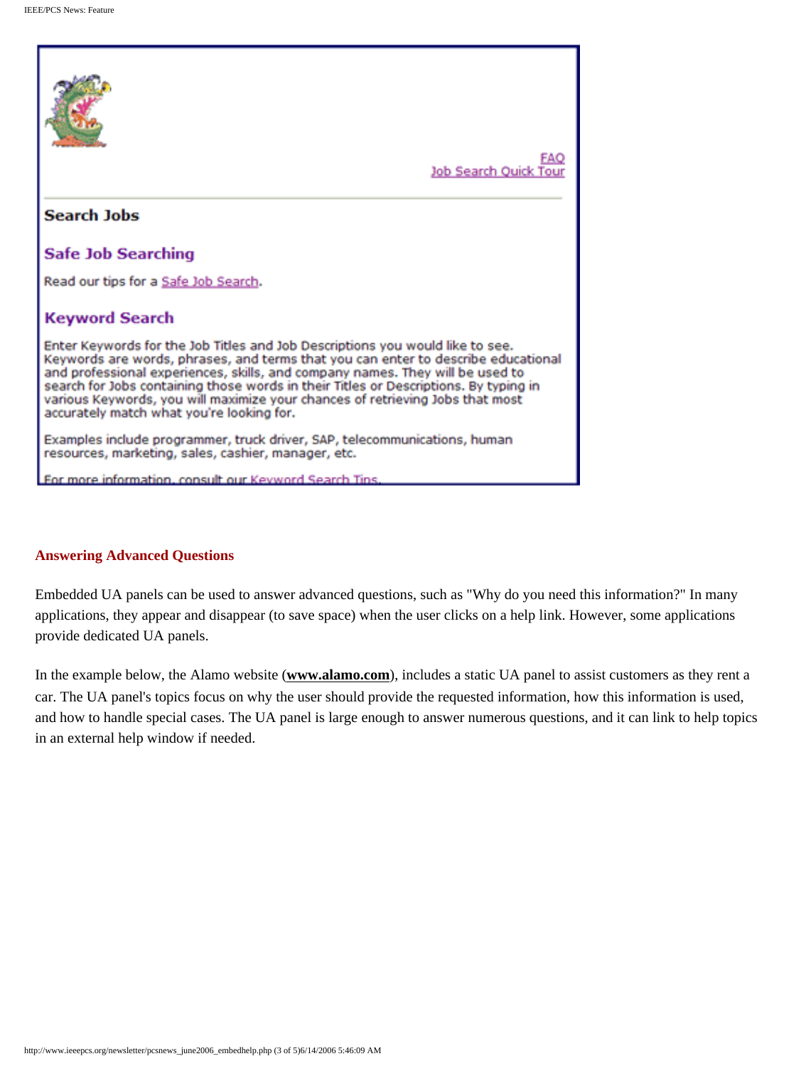FAQ
Job Search Quick Tour

**Search Jobs**

**Safe Job Searching**

Read our tips for a Safe Job Search.

**Keyword Search**

Enter Keywords for the Job Titles and Job Descriptions you would like to see. Keywords are words, phrases, and terms that you can enter to describe educational and professional experiences, skills, and company names. They will be used to search for Jobs containing those words in their Titles or Descriptions. By typing in various Keywords, you will maximize your chances of retrieving Jobs that most accurately match what you're looking for.

Examples include programmer, truck driver, SAP, telecommunications, human resources, marketing, sales, cashier, manager, etc.

For more information, consult our Keyword Search Tips.

### Answering Advanced Questions

Embedded UA panels can be used to answer advanced questions, such as "Why do you need this information?" In many applications, they appear and disappear (to save space) when the user clicks on a help link. However, some applications provide dedicated UA panels.

In the example below, the Alamo website (**www.alamo.com**), includes a static UA panel to assist customers as they rent a car. The UA panel's topics focus on why the user should provide the requested information, how this information is used, and how to handle special cases. The UA panel is large enough to answer numerous questions, and it can link to help topics in an external help window if needed.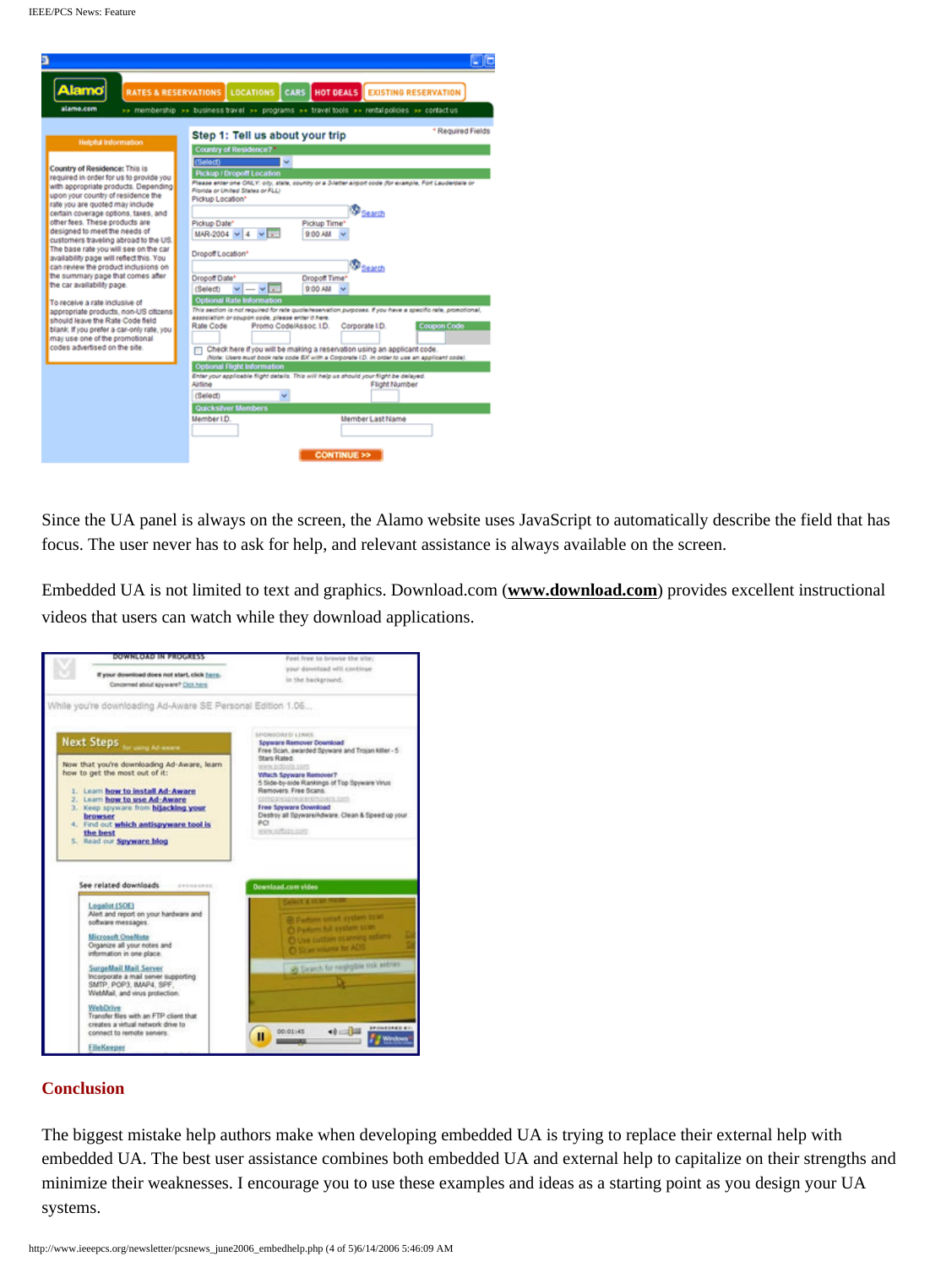Since the UA panel is always on the screen, the Alamo website uses JavaScript to automatically describe the field that has focus. The user never has to ask for help, and relevant assistance is always available on the screen.

Embedded UA is not limited to text and graphics. Download.com (**www.download.com**) provides excellent instructional videos that users can watch while they download applications.

## Conclusion

The biggest mistake help authors make when developing embedded UA is trying to replace their external help with embedded UA. The best user assistance combines both embedded UA and external help to capitalize on their strengths and minimize their weaknesses. I encourage you to use these examples and ideas as a starting point as you design your UA systems.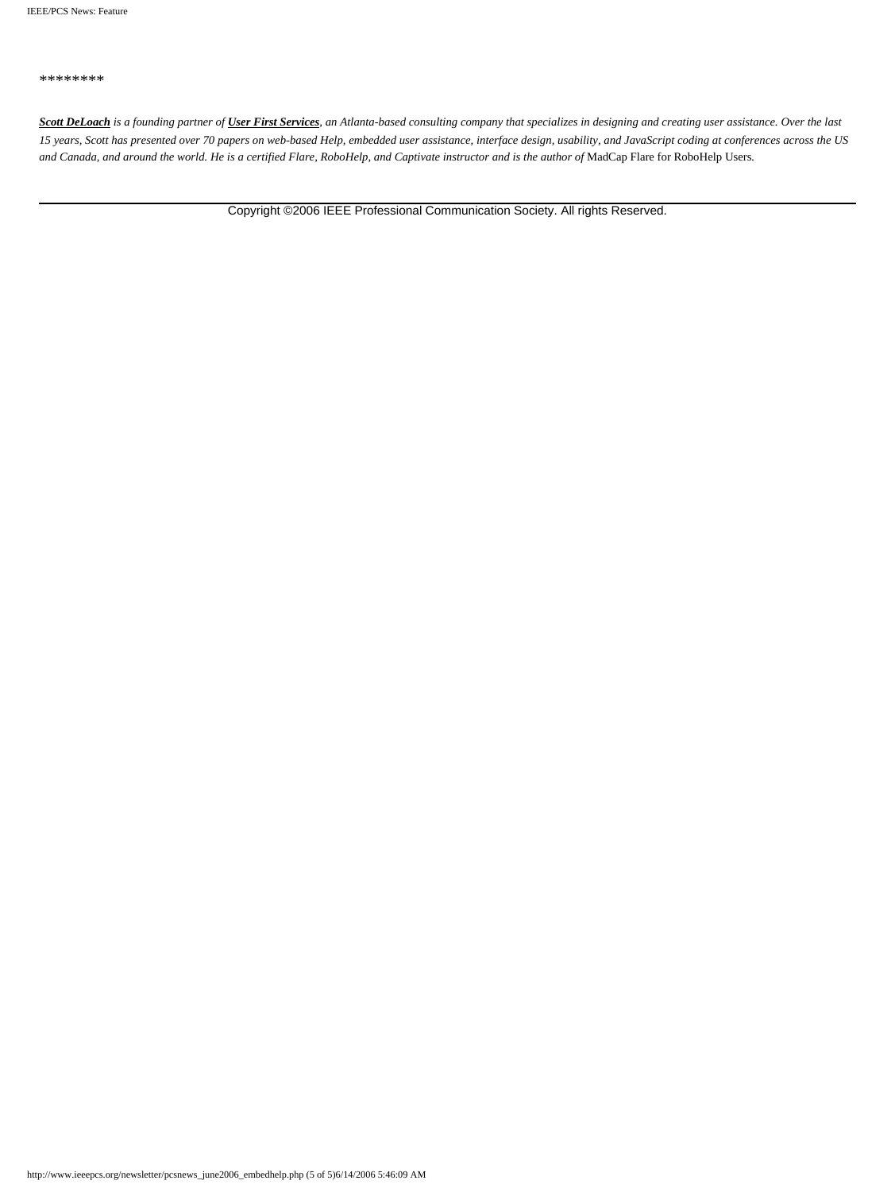********

***Scott DeLoach*** *is a founding partner of* ***User First Services****, an Atlanta-based consulting company that specializes in designing and creating user assistance. Over the last 15 years, Scott has presented over 70 papers on web-based Help, embedded user assistance, interface design, usability, and JavaScript coding at conferences across the US and Canada, and around the world. He is a certified Flare, RoboHelp, and Captivate instructor and is the author of* MadCap Flare for RoboHelp Users*.*

---

Copyright ©2006 IEEE Professional Communication Society. All rights Reserved.